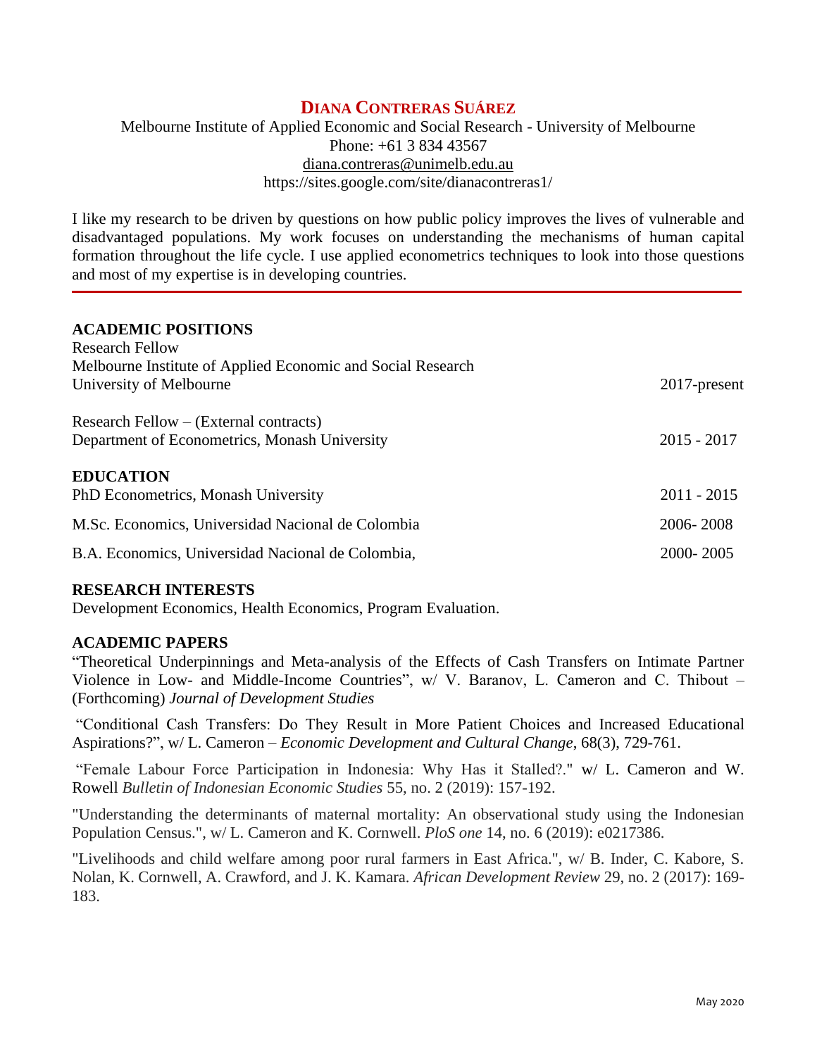# DIANA CONTRERAS SUÁREZ

Melbourne Institute of Applied Economic and Social Research - University of Melbourne
Phone: +61 3 834 43567
diana.contreras@unimelb.edu.au
https://sites.google.com/site/dianacontreras1/

I like my research to be driven by questions on how public policy improves the lives of vulnerable and disadvantaged populations. My work focuses on understanding the mechanisms of human capital formation throughout the life cycle. I use applied econometrics techniques to look into those questions and most of my expertise is in developing countries.

---

## ACADEMIC POSITIONS

Research Fellow
Melbourne Institute of Applied Economic and Social Research
University of Melbourne — 2017-present

Research Fellow – (External contracts)
Department of Econometrics, Monash University — 2015 - 2017

## EDUCATION

PhD Econometrics, Monash University — 2011 - 2015

M.Sc. Economics, Universidad Nacional de Colombia — 2006- 2008

B.A. Economics, Universidad Nacional de Colombia, — 2000- 2005

## RESEARCH INTERESTS

Development Economics, Health Economics, Program Evaluation.

## ACADEMIC PAPERS

"Theoretical Underpinnings and Meta-analysis of the Effects of Cash Transfers on Intimate Partner Violence in Low- and Middle-Income Countries", w/ V. Baranov, L. Cameron and C. Thibout – (Forthcoming) *Journal of Development Studies*

"Conditional Cash Transfers: Do They Result in More Patient Choices and Increased Educational Aspirations?", w/ L. Cameron – *Economic Development and Cultural Change*, 68(3), 729-761.

"Female Labour Force Participation in Indonesia: Why Has it Stalled?." w/ L. Cameron and W. Rowell *Bulletin of Indonesian Economic Studies* 55, no. 2 (2019): 157-192.

"Understanding the determinants of maternal mortality: An observational study using the Indonesian Population Census.", w/ L. Cameron and K. Cornwell. *PloS one* 14, no. 6 (2019): e0217386.

"Livelihoods and child welfare among poor rural farmers in East Africa.", w/ B. Inder, C. Kabore, S. Nolan, K. Cornwell, A. Crawford, and J. K. Kamara. *African Development Review* 29, no. 2 (2017): 169-183.

May 2020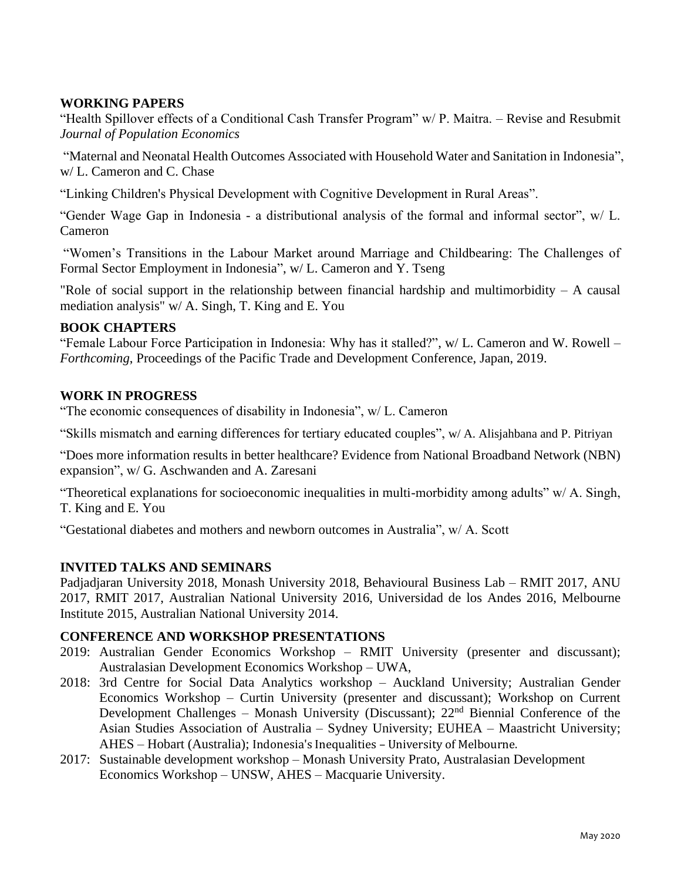## WORKING PAPERS

"Health Spillover effects of a Conditional Cash Transfer Program" w/ P. Maitra. – Revise and Resubmit *Journal of Population Economics*

"Maternal and Neonatal Health Outcomes Associated with Household Water and Sanitation in Indonesia", w/ L. Cameron and C. Chase

"Linking Children's Physical Development with Cognitive Development in Rural Areas".

"Gender Wage Gap in Indonesia - a distributional analysis of the formal and informal sector", w/ L. Cameron

"Women's Transitions in the Labour Market around Marriage and Childbearing: The Challenges of Formal Sector Employment in Indonesia", w/ L. Cameron and Y. Tseng

"Role of social support in the relationship between financial hardship and multimorbidity – A causal mediation analysis" w/ A. Singh, T. King and E. You

## BOOK CHAPTERS

"Female Labour Force Participation in Indonesia: Why has it stalled?", w/ L. Cameron and W. Rowell – *Forthcoming*, Proceedings of the Pacific Trade and Development Conference, Japan, 2019.

## WORK IN PROGRESS

"The economic consequences of disability in Indonesia", w/ L. Cameron

"Skills mismatch and earning differences for tertiary educated couples", w/ A. Alisjahbana and P. Pitriyan

"Does more information results in better healthcare? Evidence from National Broadband Network (NBN) expansion", w/ G. Aschwanden and A. Zaresani

"Theoretical explanations for socioeconomic inequalities in multi-morbidity among adults" w/ A. Singh, T. King and E. You

"Gestational diabetes and mothers and newborn outcomes in Australia", w/ A. Scott

## INVITED TALKS AND SEMINARS

Padjadjaran University 2018, Monash University 2018, Behavioural Business Lab – RMIT 2017, ANU 2017, RMIT 2017, Australian National University 2016, Universidad de los Andes 2016, Melbourne Institute 2015, Australian National University 2014.

## CONFERENCE AND WORKSHOP PRESENTATIONS

- 2019: Australian Gender Economics Workshop – RMIT University (presenter and discussant); Australasian Development Economics Workshop – UWA,
- 2018: 3rd Centre for Social Data Analytics workshop – Auckland University; Australian Gender Economics Workshop – Curtin University (presenter and discussant); Workshop on Current Development Challenges – Monash University (Discussant); 22nd Biennial Conference of the Asian Studies Association of Australia – Sydney University; EUHEA – Maastricht University; AHES – Hobart (Australia); Indonesia's Inequalities – University of Melbourne.
- 2017: Sustainable development workshop – Monash University Prato, Australasian Development Economics Workshop – UNSW, AHES – Macquarie University.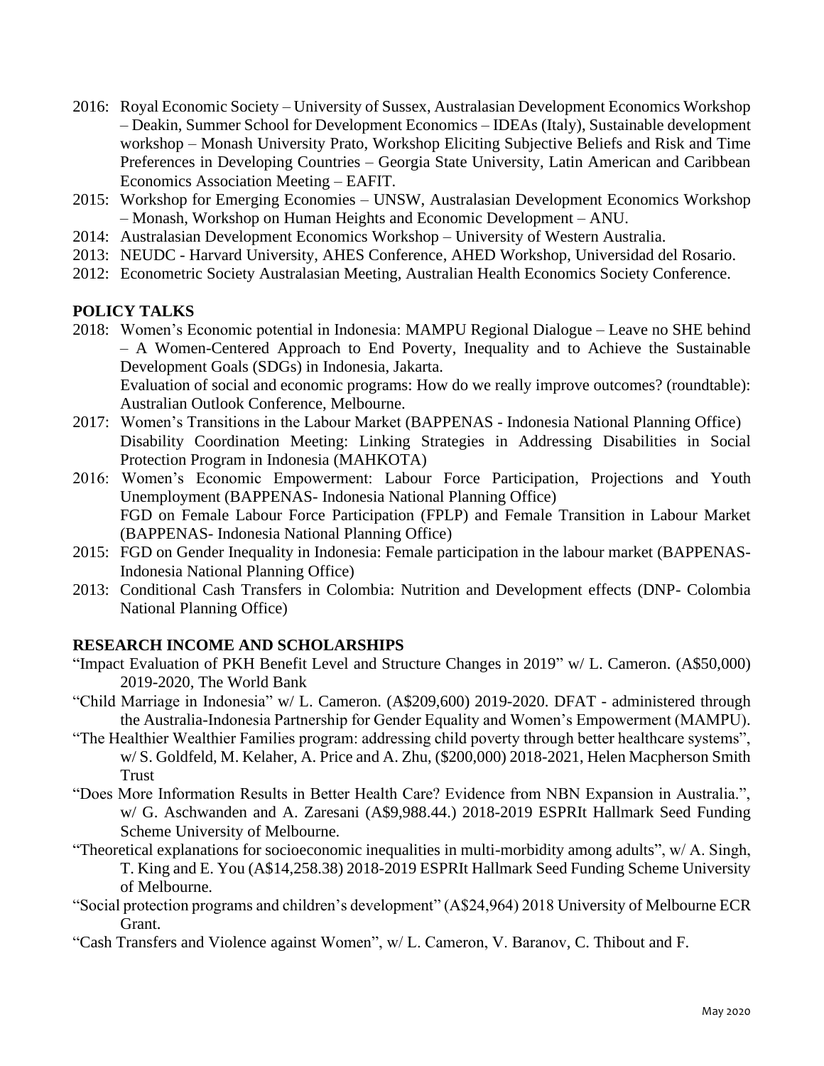- 2016: Royal Economic Society – University of Sussex, Australasian Development Economics Workshop – Deakin, Summer School for Development Economics – IDEAs (Italy), Sustainable development workshop – Monash University Prato, Workshop Eliciting Subjective Beliefs and Risk and Time Preferences in Developing Countries – Georgia State University, Latin American and Caribbean Economics Association Meeting – EAFIT.
- 2015: Workshop for Emerging Economies – UNSW, Australasian Development Economics Workshop – Monash, Workshop on Human Heights and Economic Development – ANU.
- 2014: Australasian Development Economics Workshop – University of Western Australia.
- 2013: NEUDC - Harvard University, AHES Conference, AHED Workshop, Universidad del Rosario.
- 2012: Econometric Society Australasian Meeting, Australian Health Economics Society Conference.

## POLICY TALKS

- 2018: Women's Economic potential in Indonesia: MAMPU Regional Dialogue – Leave no SHE behind – A Women-Centered Approach to End Poverty, Inequality and to Achieve the Sustainable Development Goals (SDGs) in Indonesia, Jakarta.
  Evaluation of social and economic programs: How do we really improve outcomes? (roundtable): Australian Outlook Conference, Melbourne.
- 2017: Women's Transitions in the Labour Market (BAPPENAS - Indonesia National Planning Office)
  Disability Coordination Meeting: Linking Strategies in Addressing Disabilities in Social Protection Program in Indonesia (MAHKOTA)
- 2016: Women's Economic Empowerment: Labour Force Participation, Projections and Youth Unemployment (BAPPENAS- Indonesia National Planning Office)
  FGD on Female Labour Force Participation (FPLP) and Female Transition in Labour Market (BAPPENAS- Indonesia National Planning Office)
- 2015: FGD on Gender Inequality in Indonesia: Female participation in the labour market (BAPPENAS- Indonesia National Planning Office)
- 2013: Conditional Cash Transfers in Colombia: Nutrition and Development effects (DNP- Colombia National Planning Office)

## RESEARCH INCOME AND SCHOLARSHIPS

"Impact Evaluation of PKH Benefit Level and Structure Changes in 2019" w/ L. Cameron. (A$50,000) 2019-2020, The World Bank

"Child Marriage in Indonesia" w/ L. Cameron. (A$209,600) 2019-2020. DFAT - administered through the Australia-Indonesia Partnership for Gender Equality and Women's Empowerment (MAMPU).

"The Healthier Wealthier Families program: addressing child poverty through better healthcare systems", w/ S. Goldfeld, M. Kelaher, A. Price and A. Zhu, ($200,000) 2018-2021, Helen Macpherson Smith Trust

"Does More Information Results in Better Health Care? Evidence from NBN Expansion in Australia.", w/ G. Aschwanden and A. Zaresani (A$9,988.44.) 2018-2019 ESPRIt Hallmark Seed Funding Scheme University of Melbourne.

"Theoretical explanations for socioeconomic inequalities in multi-morbidity among adults", w/ A. Singh, T. King and E. You (A$14,258.38) 2018-2019 ESPRIt Hallmark Seed Funding Scheme University of Melbourne.

"Social protection programs and children's development" (A$24,964) 2018 University of Melbourne ECR Grant.

"Cash Transfers and Violence against Women", w/ L. Cameron, V. Baranov, C. Thibout and F.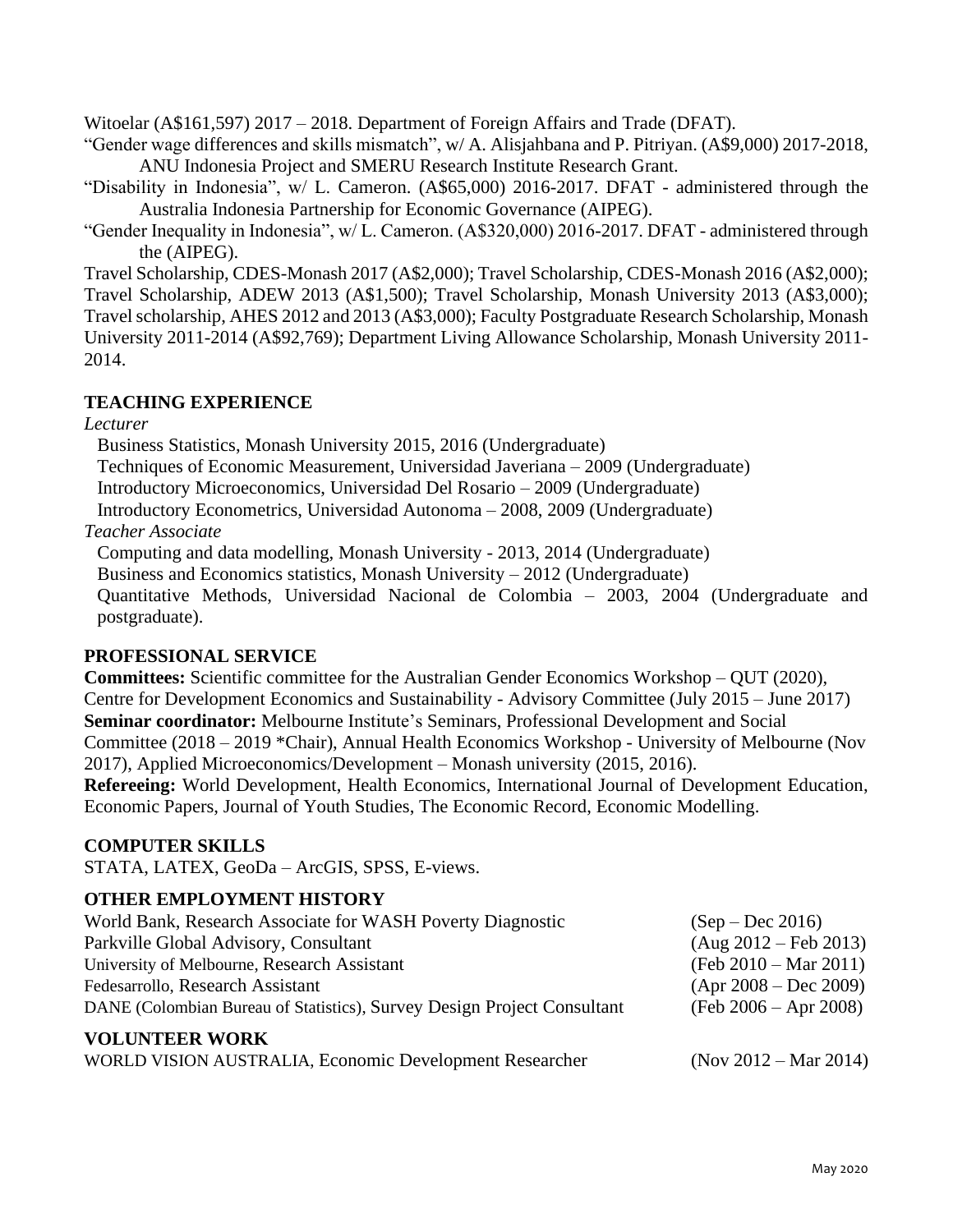Witoelar (A$161,597) 2017 – 2018. Department of Foreign Affairs and Trade (DFAT).

"Gender wage differences and skills mismatch", w/ A. Alisjahbana and P. Pitriyan. (A$9,000) 2017-2018, ANU Indonesia Project and SMERU Research Institute Research Grant.

"Disability in Indonesia", w/ L. Cameron. (A$65,000) 2016-2017. DFAT - administered through the Australia Indonesia Partnership for Economic Governance (AIPEG).

"Gender Inequality in Indonesia", w/ L. Cameron. (A$320,000) 2016-2017. DFAT - administered through the (AIPEG).

Travel Scholarship, CDES-Monash 2017 (A$2,000); Travel Scholarship, CDES-Monash 2016 (A$2,000); Travel Scholarship, ADEW 2013 (A$1,500); Travel Scholarship, Monash University 2013 (A$3,000); Travel scholarship, AHES 2012 and 2013 (A$3,000); Faculty Postgraduate Research Scholarship, Monash University 2011-2014 (A$92,769); Department Living Allowance Scholarship, Monash University 2011-2014.

## TEACHING EXPERIENCE

*Lecturer*

Business Statistics, Monash University 2015, 2016 (Undergraduate)
Techniques of Economic Measurement, Universidad Javeriana – 2009 (Undergraduate)
Introductory Microeconomics, Universidad Del Rosario – 2009 (Undergraduate)
Introductory Econometrics, Universidad Autonoma – 2008, 2009 (Undergraduate)

*Teacher Associate*

Computing and data modelling, Monash University - 2013, 2014 (Undergraduate)
Business and Economics statistics, Monash University – 2012 (Undergraduate)
Quantitative Methods, Universidad Nacional de Colombia – 2003, 2004 (Undergraduate and postgraduate).

## PROFESSIONAL SERVICE

**Committees:** Scientific committee for the Australian Gender Economics Workshop – QUT (2020), Centre for Development Economics and Sustainability - Advisory Committee (July 2015 – June 2017)

**Seminar coordinator:** Melbourne Institute's Seminars, Professional Development and Social Committee (2018 – 2019 *Chair), Annual Health Economics Workshop - University of Melbourne (Nov 2017), Applied Microeconomics/Development – Monash university (2015, 2016).

**Refereeing:** World Development, Health Economics, International Journal of Development Education, Economic Papers, Journal of Youth Studies, The Economic Record, Economic Modelling.

## COMPUTER SKILLS

STATA, LATEX, GeoDa – ArcGIS, SPSS, E-views.

## OTHER EMPLOYMENT HISTORY

World Bank, Research Associate for WASH Poverty Diagnostic (Sep – Dec 2016)
Parkville Global Advisory, Consultant (Aug 2012 – Feb 2013)
University of Melbourne, Research Assistant (Feb 2010 – Mar 2011)
Fedesarrollo, Research Assistant (Apr 2008 – Dec 2009)
DANE (Colombian Bureau of Statistics), Survey Design Project Consultant (Feb 2006 – Apr 2008)

## VOLUNTEER WORK

WORLD VISION AUSTRALIA, Economic Development Researcher (Nov 2012 – Mar 2014)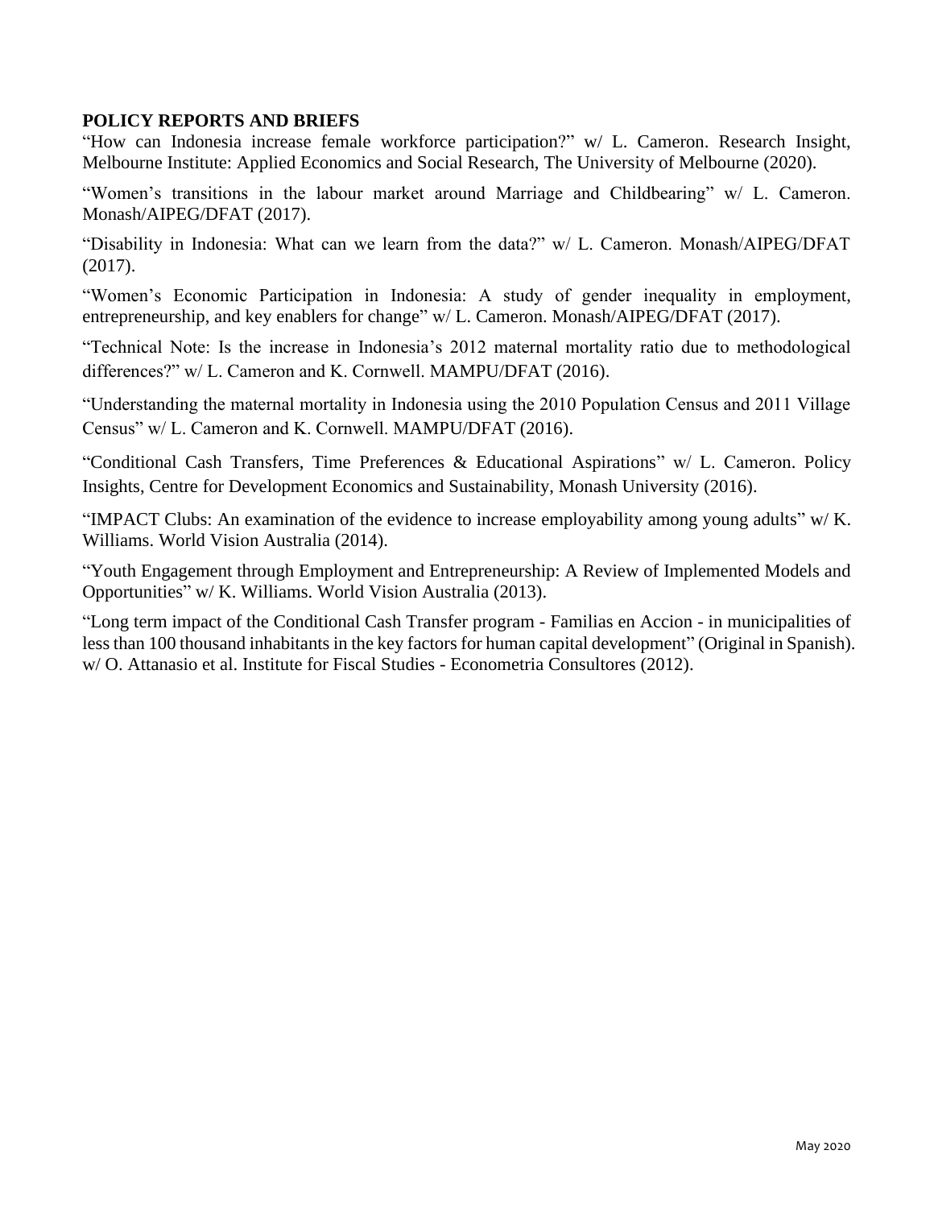**POLICY REPORTS AND BRIEFS**

"How can Indonesia increase female workforce participation?" w/ L. Cameron. Research Insight, Melbourne Institute: Applied Economics and Social Research, The University of Melbourne (2020).

"Women's transitions in the labour market around Marriage and Childbearing" w/ L. Cameron. Monash/AIPEG/DFAT (2017).

"Disability in Indonesia: What can we learn from the data?" w/ L. Cameron. Monash/AIPEG/DFAT (2017).

"Women's Economic Participation in Indonesia: A study of gender inequality in employment, entrepreneurship, and key enablers for change" w/ L. Cameron. Monash/AIPEG/DFAT (2017).

"Technical Note: Is the increase in Indonesia's 2012 maternal mortality ratio due to methodological differences?" w/ L. Cameron and K. Cornwell. MAMPU/DFAT (2016).

"Understanding the maternal mortality in Indonesia using the 2010 Population Census and 2011 Village Census" w/ L. Cameron and K. Cornwell. MAMPU/DFAT (2016).

"Conditional Cash Transfers, Time Preferences & Educational Aspirations" w/ L. Cameron. Policy Insights, Centre for Development Economics and Sustainability, Monash University (2016).

"IMPACT Clubs: An examination of the evidence to increase employability among young adults" w/ K. Williams. World Vision Australia (2014).

"Youth Engagement through Employment and Entrepreneurship: A Review of Implemented Models and Opportunities" w/ K. Williams. World Vision Australia (2013).

"Long term impact of the Conditional Cash Transfer program - Familias en Accion - in municipalities of less than 100 thousand inhabitants in the key factors for human capital development" (Original in Spanish). w/ O. Attanasio et al. Institute for Fiscal Studies - Econometria Consultores (2012).